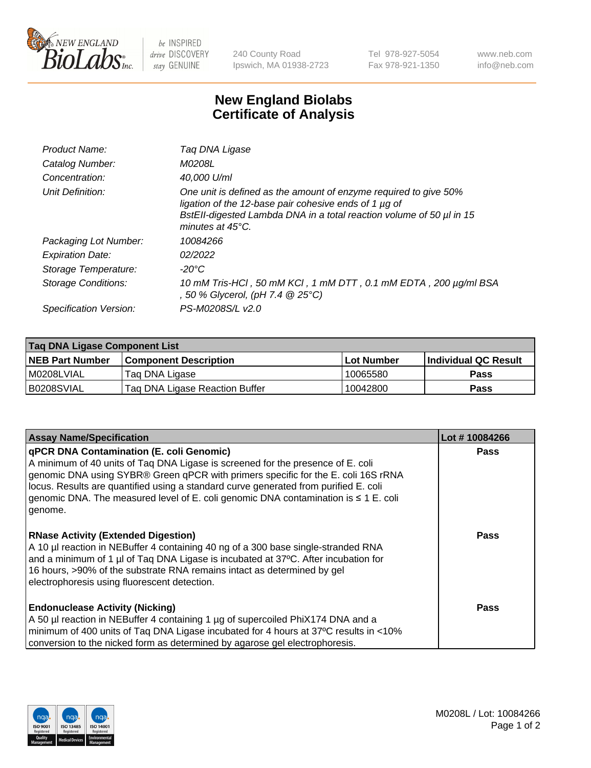New England BioLabs Inc. — be INSPIRED drive DISCOVERY stay GENUINE

240 County Road
Ipswich, MA 01938-2723

Tel 978-927-5054
Fax 978-921-1350

www.neb.com
info@neb.com

# New England Biolabs
# Certificate of Analysis

| | |
|---|---|
| *Product Name:* | *Taq DNA Ligase* |
| *Catalog Number:* | *M0208L* |
| *Concentration:* | *40,000 U/ml* |
| *Unit Definition:* | *One unit is defined as the amount of enzyme required to give 50% ligation of the 12-base pair cohesive ends of 1 µg of BstEII-digested Lambda DNA in a total reaction volume of 50 µl in 15 minutes at 45°C.* |
| *Packaging Lot Number:* | *10084266* |
| *Expiration Date:* | *02/2022* |
| *Storage Temperature:* | *-20°C* |
| *Storage Conditions:* | *10 mM Tris-HCl , 50 mM KCl , 1 mM DTT , 0.1 mM EDTA , 200 µg/ml BSA , 50 % Glycerol, (pH 7.4 @ 25°C)* |
| *Specification Version:* | *PS-M0208S/L v2.0* |

| **Taq DNA Ligase Component List** | | | |
|---|---|---|---|
| **NEB Part Number** | **Component Description** | **Lot Number** | **Individual QC Result** |
| M0208LVIAL | Taq DNA Ligase | 10065580 | **Pass** |
| B0208SVIAL | Taq DNA Ligase Reaction Buffer | 10042800 | **Pass** |

| **Assay Name/Specification** | **Lot # 10084266** |
|---|---|
| **qPCR DNA Contamination (E. coli Genomic)** A minimum of 40 units of Taq DNA Ligase is screened for the presence of E. coli genomic DNA using SYBR® Green qPCR with primers specific for the E. coli 16S rRNA locus. Results are quantified using a standard curve generated from purified E. coli genomic DNA. The measured level of E. coli genomic DNA contamination is ≤ 1 E. coli genome. | **Pass** |
| **RNase Activity (Extended Digestion)** A 10 µl reaction in NEBuffer 4 containing 40 ng of a 300 base single-stranded RNA and a minimum of 1 µl of Taq DNA Ligase is incubated at 37ºC. After incubation for 16 hours, >90% of the substrate RNA remains intact as determined by gel electrophoresis using fluorescent detection. | **Pass** |
| **Endonuclease Activity (Nicking)** A 50 µl reaction in NEBuffer 4 containing 1 µg of supercoiled PhiX174 DNA and a minimum of 400 units of Taq DNA Ligase incubated for 4 hours at 37ºC results in <10% conversion to the nicked form as determined by agarose gel electrophoresis. | **Pass** |

M0208L / Lot: 10084266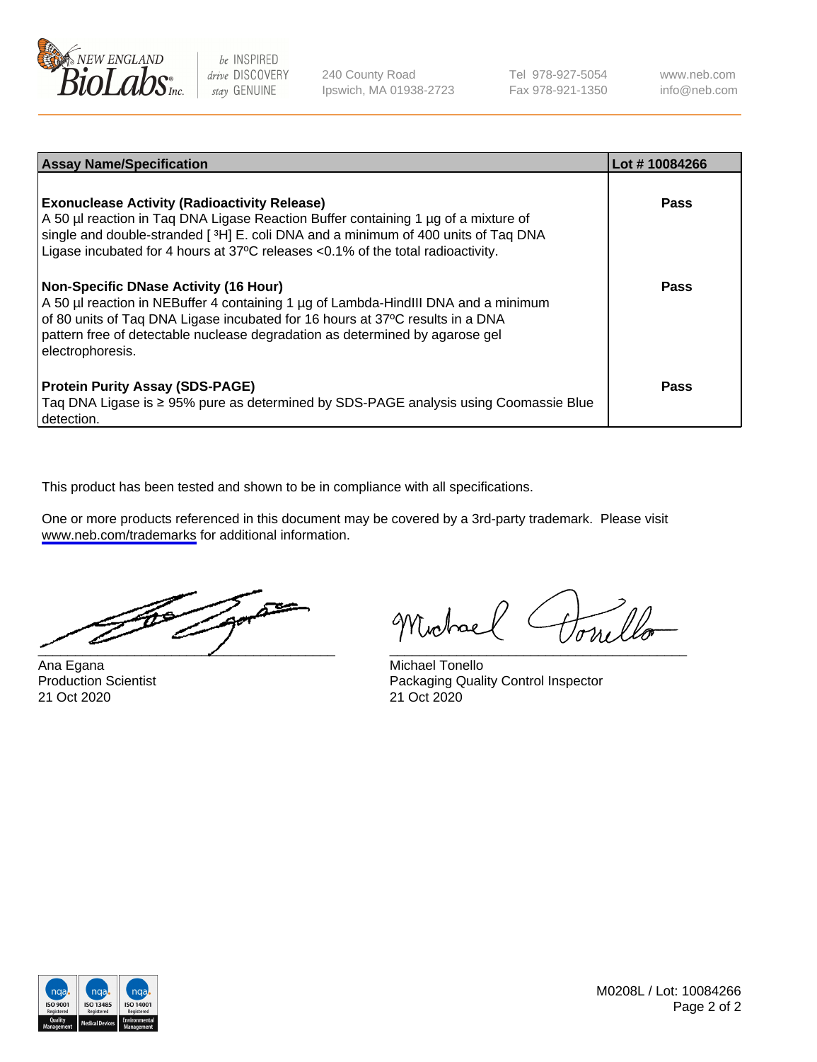| Assay Name/Specification | Lot # 10084266 |
|---|---|
| **Exonuclease Activity (Radioactivity Release)**<br>A 50 µl reaction in Taq DNA Ligase Reaction Buffer containing 1 µg of a mixture of single and double-stranded [ $^{3}H$] E. coli DNA and a minimum of 400 units of Taq DNA Ligase incubated for 4 hours at 37ºC releases <0.1% of the total radioactivity. | **Pass** |
| **Non-Specific DNase Activity (16 Hour)**<br>A 50 µl reaction in NEBuffer 4 containing 1 µg of Lambda-HindIII DNA and a minimum of 80 units of Taq DNA Ligase incubated for 16 hours at 37ºC results in a DNA pattern free of detectable nuclease degradation as determined by agarose gel electrophoresis. | **Pass** |
| **Protein Purity Assay (SDS-PAGE)**<br>Taq DNA Ligase is ≥ 95% pure as determined by SDS-PAGE analysis using Coomassie Blue detection. | **Pass** |

This product has been tested and shown to be in compliance with all specifications.

One or more products referenced in this document may be covered by a 3rd-party trademark. Please visit www.neb.com/trademarks for additional information.

Ana Egana
Production Scientist
21 Oct 2020

Michael Tonello
Packaging Quality Control Inspector
21 Oct 2020

M0208L / Lot: 10084266